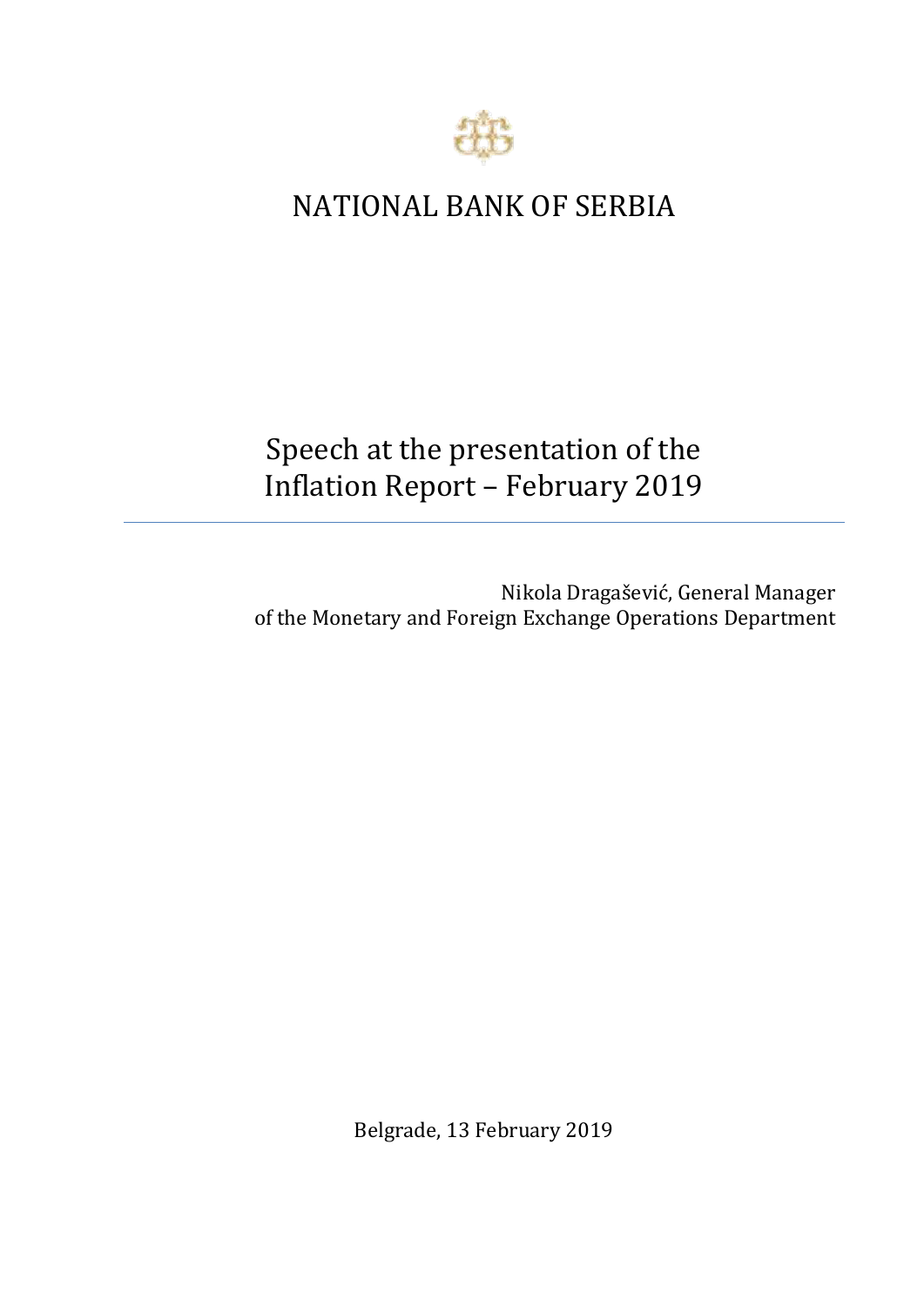# NATIONAL BANK OF SERBIA

## Speech at the presentation of the Inflation Report – February 2019

Nikola Dragašević, General Manager of the Monetary and Foreign Exchange Operations Department

Belgrade, 13 February 2019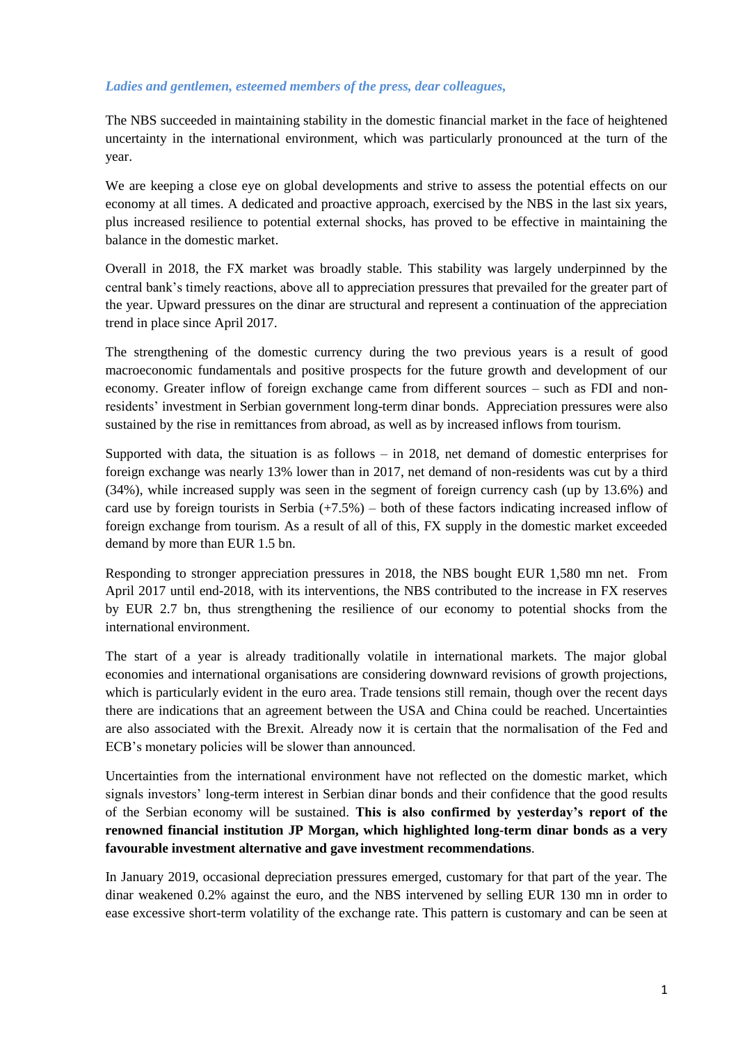*Ladies and gentlemen, esteemed members of the press, dear colleagues,*

The NBS succeeded in maintaining stability in the domestic financial market in the face of heightened uncertainty in the international environment, which was particularly pronounced at the turn of the year.

We are keeping a close eye on global developments and strive to assess the potential effects on our economy at all times. A dedicated and proactive approach, exercised by the NBS in the last six years, plus increased resilience to potential external shocks, has proved to be effective in maintaining the balance in the domestic market.

Overall in 2018, the FX market was broadly stable. This stability was largely underpinned by the central bank's timely reactions, above all to appreciation pressures that prevailed for the greater part of the year. Upward pressures on the dinar are structural and represent a continuation of the appreciation trend in place since April 2017.

The strengthening of the domestic currency during the two previous years is a result of good macroeconomic fundamentals and positive prospects for the future growth and development of our economy. Greater inflow of foreign exchange came from different sources – such as FDI and non-residents' investment in Serbian government long-term dinar bonds. Appreciation pressures were also sustained by the rise in remittances from abroad, as well as by increased inflows from tourism.

Supported with data, the situation is as follows – in 2018, net demand of domestic enterprises for foreign exchange was nearly 13% lower than in 2017, net demand of non-residents was cut by a third (34%), while increased supply was seen in the segment of foreign currency cash (up by 13.6%) and card use by foreign tourists in Serbia (+7.5%) – both of these factors indicating increased inflow of foreign exchange from tourism. As a result of all of this, FX supply in the domestic market exceeded demand by more than EUR 1.5 bn.

Responding to stronger appreciation pressures in 2018, the NBS bought EUR 1,580 mn net. From April 2017 until end-2018, with its interventions, the NBS contributed to the increase in FX reserves by EUR 2.7 bn, thus strengthening the resilience of our economy to potential shocks from the international environment.

The start of a year is already traditionally volatile in international markets. The major global economies and international organisations are considering downward revisions of growth projections, which is particularly evident in the euro area. Trade tensions still remain, though over the recent days there are indications that an agreement between the USA and China could be reached. Uncertainties are also associated with the Brexit. Already now it is certain that the normalisation of the Fed and ECB's monetary policies will be slower than announced.

Uncertainties from the international environment have not reflected on the domestic market, which signals investors' long-term interest in Serbian dinar bonds and their confidence that the good results of the Serbian economy will be sustained. **This is also confirmed by yesterday's report of the renowned financial institution JP Morgan, which highlighted long-term dinar bonds as a very favourable investment alternative and gave investment recommendations**.

In January 2019, occasional depreciation pressures emerged, customary for that part of the year. The dinar weakened 0.2% against the euro, and the NBS intervened by selling EUR 130 mn in order to ease excessive short-term volatility of the exchange rate. This pattern is customary and can be seen at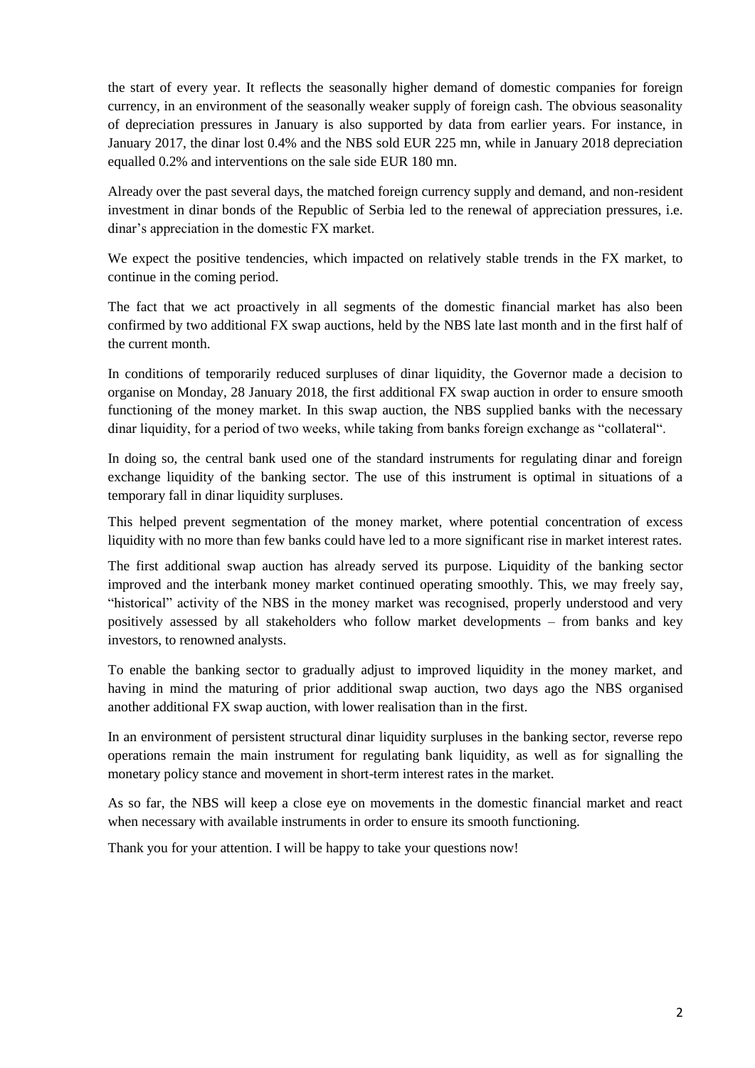the start of every year. It reflects the seasonally higher demand of domestic companies for foreign currency, in an environment of the seasonally weaker supply of foreign cash. The obvious seasonality of depreciation pressures in January is also supported by data from earlier years. For instance, in January 2017, the dinar lost 0.4% and the NBS sold EUR 225 mn, while in January 2018 depreciation equalled 0.2% and interventions on the sale side EUR 180 mn.

Already over the past several days, the matched foreign currency supply and demand, and non-resident investment in dinar bonds of the Republic of Serbia led to the renewal of appreciation pressures, i.e. dinar's appreciation in the domestic FX market.

We expect the positive tendencies, which impacted on relatively stable trends in the FX market, to continue in the coming period.

The fact that we act proactively in all segments of the domestic financial market has also been confirmed by two additional FX swap auctions, held by the NBS late last month and in the first half of the current month.

In conditions of temporarily reduced surpluses of dinar liquidity, the Governor made a decision to organise on Monday, 28 January 2018, the first additional FX swap auction in order to ensure smooth functioning of the money market. In this swap auction, the NBS supplied banks with the necessary dinar liquidity, for a period of two weeks, while taking from banks foreign exchange as "collateral".

In doing so, the central bank used one of the standard instruments for regulating dinar and foreign exchange liquidity of the banking sector. The use of this instrument is optimal in situations of a temporary fall in dinar liquidity surpluses.

This helped prevent segmentation of the money market, where potential concentration of excess liquidity with no more than few banks could have led to a more significant rise in market interest rates.

The first additional swap auction has already served its purpose. Liquidity of the banking sector improved and the interbank money market continued operating smoothly. This, we may freely say, "historical" activity of the NBS in the money market was recognised, properly understood and very positively assessed by all stakeholders who follow market developments – from banks and key investors, to renowned analysts.

To enable the banking sector to gradually adjust to improved liquidity in the money market, and having in mind the maturing of prior additional swap auction, two days ago the NBS organised another additional FX swap auction, with lower realisation than in the first.

In an environment of persistent structural dinar liquidity surpluses in the banking sector, reverse repo operations remain the main instrument for regulating bank liquidity, as well as for signalling the monetary policy stance and movement in short-term interest rates in the market.

As so far, the NBS will keep a close eye on movements in the domestic financial market and react when necessary with available instruments in order to ensure its smooth functioning.

Thank you for your attention. I will be happy to take your questions now!